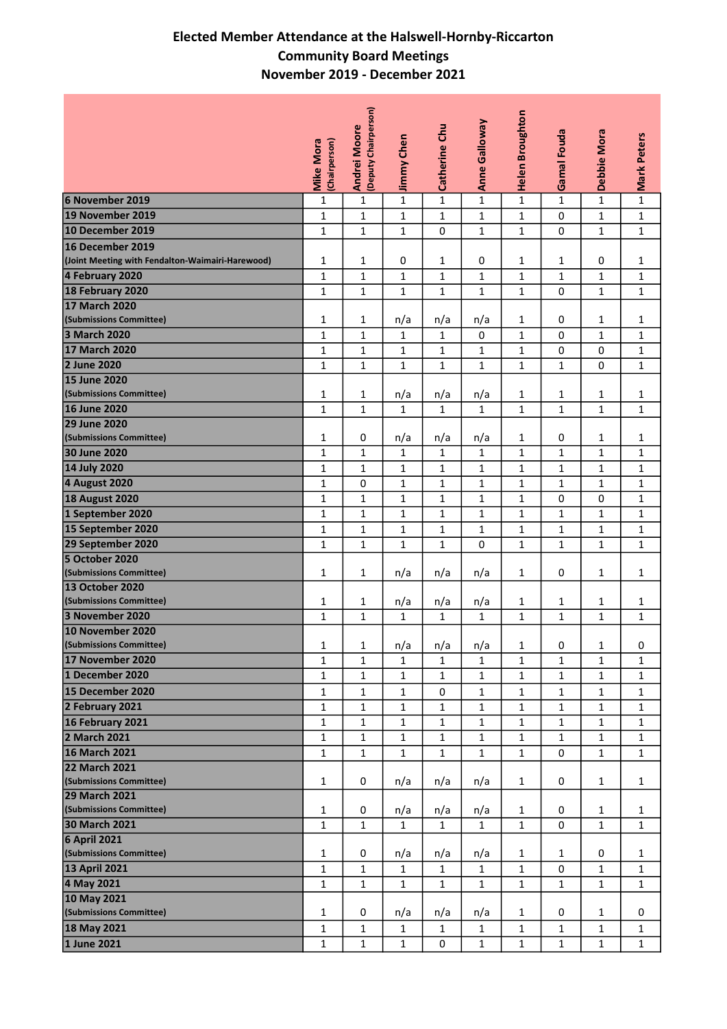# Elected Member Attendance at the Halswell-Hornby-Riccarton Community Board Meetings November 2019 - December 2021

| | Mike Mora (Chairperson) | Andrei Moore (Deputy Chairperson) | Jimmy Chen | Catherine Chu | Anne Galloway | Helen Broughton | Gamal Fouda | Debbie Mora | Mark Peters |
|---|---|---|---|---|---|---|---|---|---|
| **6 November 2019** | 1 | 1 | 1 | 1 | 1 | 1 | 1 | 1 | 1 |
| **19 November 2019** | 1 | 1 | 1 | 1 | 1 | 1 | 0 | 1 | 1 |
| **10 December 2019** | 1 | 1 | 1 | 0 | 1 | 1 | 0 | 1 | 1 |
| **16 December 2019 (Joint Meeting with Fendalton-Waimairi-Harewood)** | 1 | 1 | 0 | 1 | 0 | 1 | 1 | 0 | 1 |
| **4 February 2020** | 1 | 1 | 1 | 1 | 1 | 1 | 1 | 1 | 1 |
| **18 February 2020** | 1 | 1 | 1 | 1 | 1 | 1 | 0 | 1 | 1 |
| **17 March 2020 (Submissions Committee)** | 1 | 1 | n/a | n/a | n/a | 1 | 0 | 1 | 1 |
| **3 March 2020** | 1 | 1 | 1 | 1 | 0 | 1 | 0 | 1 | 1 |
| **17 March 2020** | 1 | 1 | 1 | 1 | 1 | 1 | 0 | 0 | 1 |
| **2 June 2020** | 1 | 1 | 1 | 1 | 1 | 1 | 1 | 0 | 1 |
| **15 June 2020 (Submissions Committee)** | 1 | 1 | n/a | n/a | n/a | 1 | 1 | 1 | 1 |
| **16 June 2020** | 1 | 1 | 1 | 1 | 1 | 1 | 1 | 1 | 1 |
| **29 June 2020 (Submissions Committee)** | 1 | 0 | n/a | n/a | n/a | 1 | 0 | 1 | 1 |
| **30 June 2020** | 1 | 1 | 1 | 1 | 1 | 1 | 1 | 1 | 1 |
| **14 July 2020** | 1 | 1 | 1 | 1 | 1 | 1 | 1 | 1 | 1 |
| **4 August 2020** | 1 | 0 | 1 | 1 | 1 | 1 | 1 | 1 | 1 |
| **18 August 2020** | 1 | 1 | 1 | 1 | 1 | 1 | 0 | 0 | 1 |
| **1 September 2020** | 1 | 1 | 1 | 1 | 1 | 1 | 1 | 1 | 1 |
| **15 September 2020** | 1 | 1 | 1 | 1 | 1 | 1 | 1 | 1 | 1 |
| **29 September 2020** | 1 | 1 | 1 | 1 | 0 | 1 | 1 | 1 | 1 |
| **5 October 2020 (Submissions Committee)** | 1 | 1 | n/a | n/a | n/a | 1 | 0 | 1 | 1 |
| **13 October 2020 (Submissions Committee)** | 1 | 1 | n/a | n/a | n/a | 1 | 1 | 1 | 1 |
| **3 November 2020** | 1 | 1 | 1 | 1 | 1 | 1 | 1 | 1 | 1 |
| **10 November 2020 (Submissions Committee)** | 1 | 1 | n/a | n/a | n/a | 1 | 0 | 1 | 0 |
| **17 November 2020** | 1 | 1 | 1 | 1 | 1 | 1 | 1 | 1 | 1 |
| **1 December 2020** | 1 | 1 | 1 | 1 | 1 | 1 | 1 | 1 | 1 |
| **15 December 2020** | 1 | 1 | 1 | 0 | 1 | 1 | 1 | 1 | 1 |
| **2 February 2021** | 1 | 1 | 1 | 1 | 1 | 1 | 1 | 1 | 1 |
| **16 February 2021** | 1 | 1 | 1 | 1 | 1 | 1 | 1 | 1 | 1 |
| **2 March 2021** | 1 | 1 | 1 | 1 | 1 | 1 | 1 | 1 | 1 |
| **16 March 2021** | 1 | 1 | 1 | 1 | 1 | 1 | 0 | 1 | 1 |
| **22 March 2021 (Submissions Committee)** | 1 | 0 | n/a | n/a | n/a | 1 | 0 | 1 | 1 |
| **29 March 2021 (Submissions Committee)** | 1 | 0 | n/a | n/a | n/a | 1 | 0 | 1 | 1 |
| **30 March 2021** | 1 | 1 | 1 | 1 | 1 | 1 | 0 | 1 | 1 |
| **6 April 2021 (Submissions Committee)** | 1 | 0 | n/a | n/a | n/a | 1 | 1 | 0 | 1 |
| **13 April 2021** | 1 | 1 | 1 | 1 | 1 | 1 | 0 | 1 | 1 |
| **4 May 2021** | 1 | 1 | 1 | 1 | 1 | 1 | 1 | 1 | 1 |
| **10 May 2021 (Submissions Committee)** | 1 | 0 | n/a | n/a | n/a | 1 | 0 | 1 | 0 |
| **18 May 2021** | 1 | 1 | 1 | 1 | 1 | 1 | 1 | 1 | 1 |
| **1 June 2021** | 1 | 1 | 1 | 0 | 1 | 1 | 1 | 1 | 1 |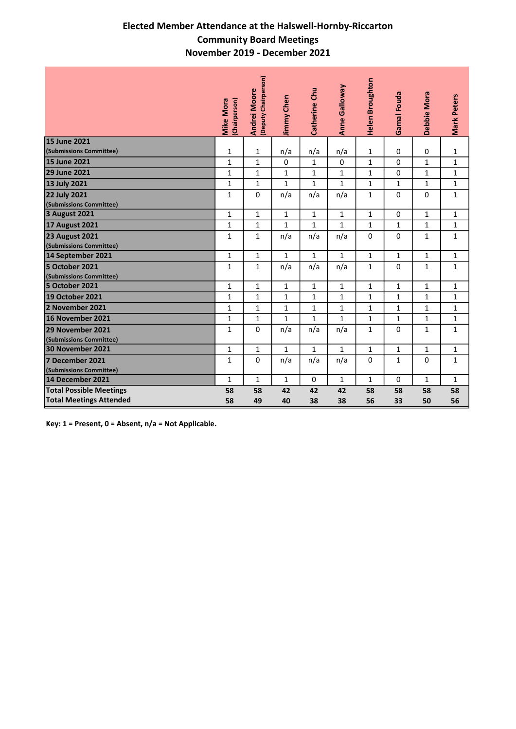# Elected Member Attendance at the Halswell-Hornby-Riccarton Community Board Meetings November 2019 - December 2021

| | Mike Mora (Chairperson) | Andrei Moore (Deputy Chairperson) | Jimmy Chen | Catherine Chu | Anne Galloway | Helen Broughton | Gamal Fouda | Debbie Mora | Mark Peters |
|---|---|---|---|---|---|---|---|---|---|
| **15 June 2021** **(Submissions Committee)** | 1 | 1 | n/a | n/a | n/a | 1 | 0 | 0 | 1 |
| **15 June 2021** | 1 | 1 | 0 | 1 | 0 | 1 | 0 | 1 | 1 |
| **29 June 2021** | 1 | 1 | 1 | 1 | 1 | 1 | 0 | 1 | 1 |
| **13 July 2021** | 1 | 1 | 1 | 1 | 1 | 1 | 1 | 1 | 1 |
| **22 July 2021** **(Submissions Committee)** | 1 | 0 | n/a | n/a | n/a | 1 | 0 | 0 | 1 |
| **3 August 2021** | 1 | 1 | 1 | 1 | 1 | 1 | 0 | 1 | 1 |
| **17 August 2021** | 1 | 1 | 1 | 1 | 1 | 1 | 1 | 1 | 1 |
| **23 August 2021** **(Submissions Committee)** | 1 | 1 | n/a | n/a | n/a | 0 | 0 | 1 | 1 |
| **14 September 2021** | 1 | 1 | 1 | 1 | 1 | 1 | 1 | 1 | 1 |
| **5 October 2021** **(Submissions Committee)** | 1 | 1 | n/a | n/a | n/a | 1 | 0 | 1 | 1 |
| **5 October 2021** | 1 | 1 | 1 | 1 | 1 | 1 | 1 | 1 | 1 |
| **19 October 2021** | 1 | 1 | 1 | 1 | 1 | 1 | 1 | 1 | 1 |
| **2 November 2021** | 1 | 1 | 1 | 1 | 1 | 1 | 1 | 1 | 1 |
| **16 November 2021** | 1 | 1 | 1 | 1 | 1 | 1 | 1 | 1 | 1 |
| **29 November 2021** **(Submissions Committee)** | 1 | 0 | n/a | n/a | n/a | 1 | 0 | 1 | 1 |
| **30 November 2021** | 1 | 1 | 1 | 1 | 1 | 1 | 1 | 1 | 1 |
| **7 December 2021** **(Submissions Committee)** | 1 | 0 | n/a | n/a | n/a | 0 | 1 | 0 | 1 |
| **14 December 2021** | 1 | 1 | 1 | 0 | 1 | 1 | 0 | 1 | 1 |
| **Total Possible Meetings** | **58** | **58** | **42** | **42** | **42** | **58** | **58** | **58** | **58** |
| **Total Meetings Attended** | **58** | **49** | **40** | **38** | **38** | **56** | **33** | **50** | **56** |

**Key: 1 = Present, 0 = Absent, n/a = Not Applicable.**